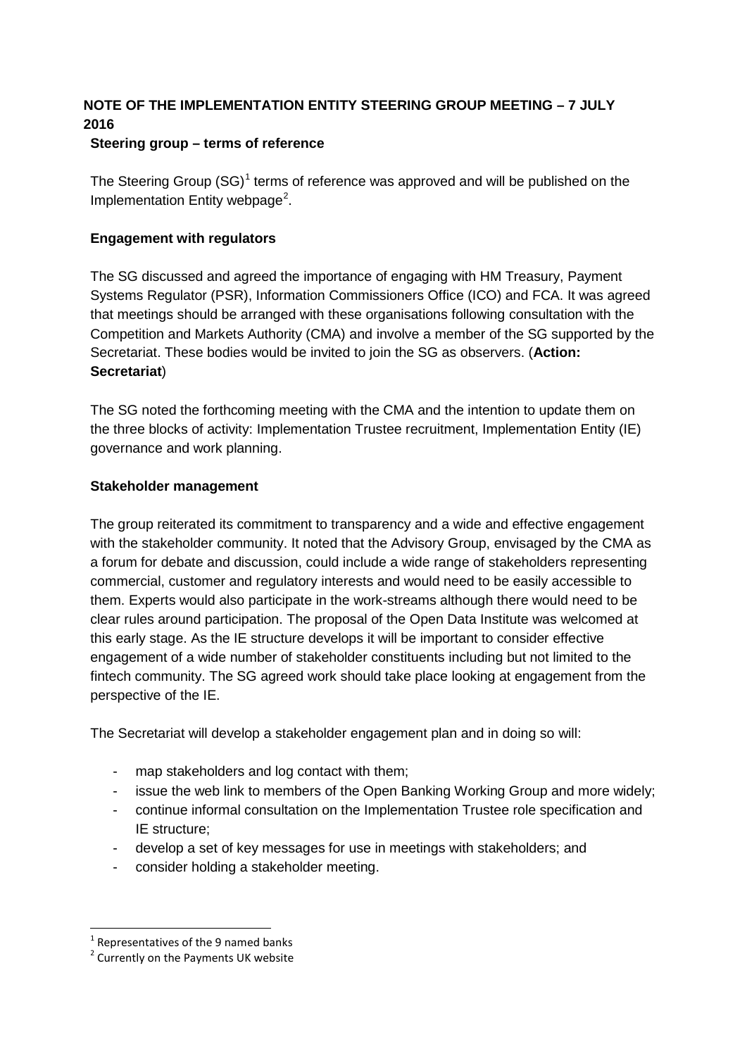# NOTE OF THE IMPLEMENTATION ENTITY STEERING GROUP MEETING – 7 JULY 2016

### Steering group – terms of reference

The Steering Group (SG)[1] terms of reference was approved and will be published on the Implementation Entity webpage[2].

### Engagement with regulators

The SG discussed and agreed the importance of engaging with HM Treasury, Payment Systems Regulator (PSR), Information Commissioners Office (ICO) and FCA. It was agreed that meetings should be arranged with these organisations following consultation with the Competition and Markets Authority (CMA) and involve a member of the SG supported by the Secretariat. These bodies would be invited to join the SG as observers. (**Action: Secretariat**)

The SG noted the forthcoming meeting with the CMA and the intention to update them on the three blocks of activity: Implementation Trustee recruitment, Implementation Entity (IE) governance and work planning.

### Stakeholder management

The group reiterated its commitment to transparency and a wide and effective engagement with the stakeholder community. It noted that the Advisory Group, envisaged by the CMA as a forum for debate and discussion, could include a wide range of stakeholders representing commercial, customer and regulatory interests and would need to be easily accessible to them. Experts would also participate in the work-streams although there would need to be clear rules around participation. The proposal of the Open Data Institute was welcomed at this early stage. As the IE structure develops it will be important to consider effective engagement of a wide number of stakeholder constituents including but not limited to the fintech community. The SG agreed work should take place looking at engagement from the perspective of the IE.

The Secretariat will develop a stakeholder engagement plan and in doing so will:

- map stakeholders and log contact with them;
- issue the web link to members of the Open Banking Working Group and more widely;
- continue informal consultation on the Implementation Trustee role specification and IE structure;
- develop a set of key messages for use in meetings with stakeholders; and
- consider holding a stakeholder meeting.

[1] Representatives of the 9 named banks

[2] Currently on the Payments UK website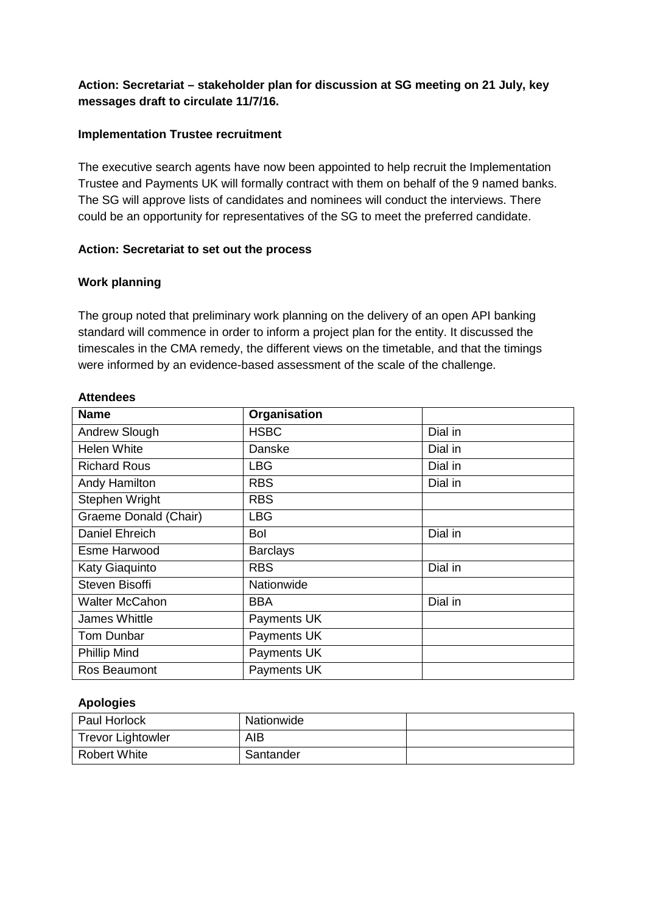**Action: Secretariat – stakeholder plan for discussion at SG meeting on 21 July, key messages draft to circulate 11/7/16.**

**Implementation Trustee recruitment**

The executive search agents have now been appointed to help recruit the Implementation Trustee and Payments UK will formally contract with them on behalf of the 9 named banks. The SG will approve lists of candidates and nominees will conduct the interviews. There could be an opportunity for representatives of the SG to meet the preferred candidate.

**Action: Secretariat to set out the process**

**Work planning**

The group noted that preliminary work planning on the delivery of an open API banking standard will commence in order to inform a project plan for the entity. It discussed the timescales in the CMA remedy, the different views on the timetable, and that the timings were informed by an evidence-based assessment of the scale of the challenge.

**Attendees**

| Name | Organisation | |
|---|---|---|
| Andrew Slough | HSBC | Dial in |
| Helen White | Danske | Dial in |
| Richard Rous | LBG | Dial in |
| Andy Hamilton | RBS | Dial in |
| Stephen Wright | RBS | |
| Graeme Donald (Chair) | LBG | |
| Daniel Ehreich | BoI | Dial in |
| Esme Harwood | Barclays | |
| Katy Giaquinto | RBS | Dial in |
| Steven Bisoffi | Nationwide | |
| Walter McCahon | BBA | Dial in |
| James Whittle | Payments UK | |
| Tom Dunbar | Payments UK | |
| Phillip Mind | Payments UK | |
| Ros Beaumont | Payments UK | |

**Apologies**

| | | |
|---|---|---|
| Paul Horlock | Nationwide | |
| Trevor Lightowler | AIB | |
| Robert White | Santander | |